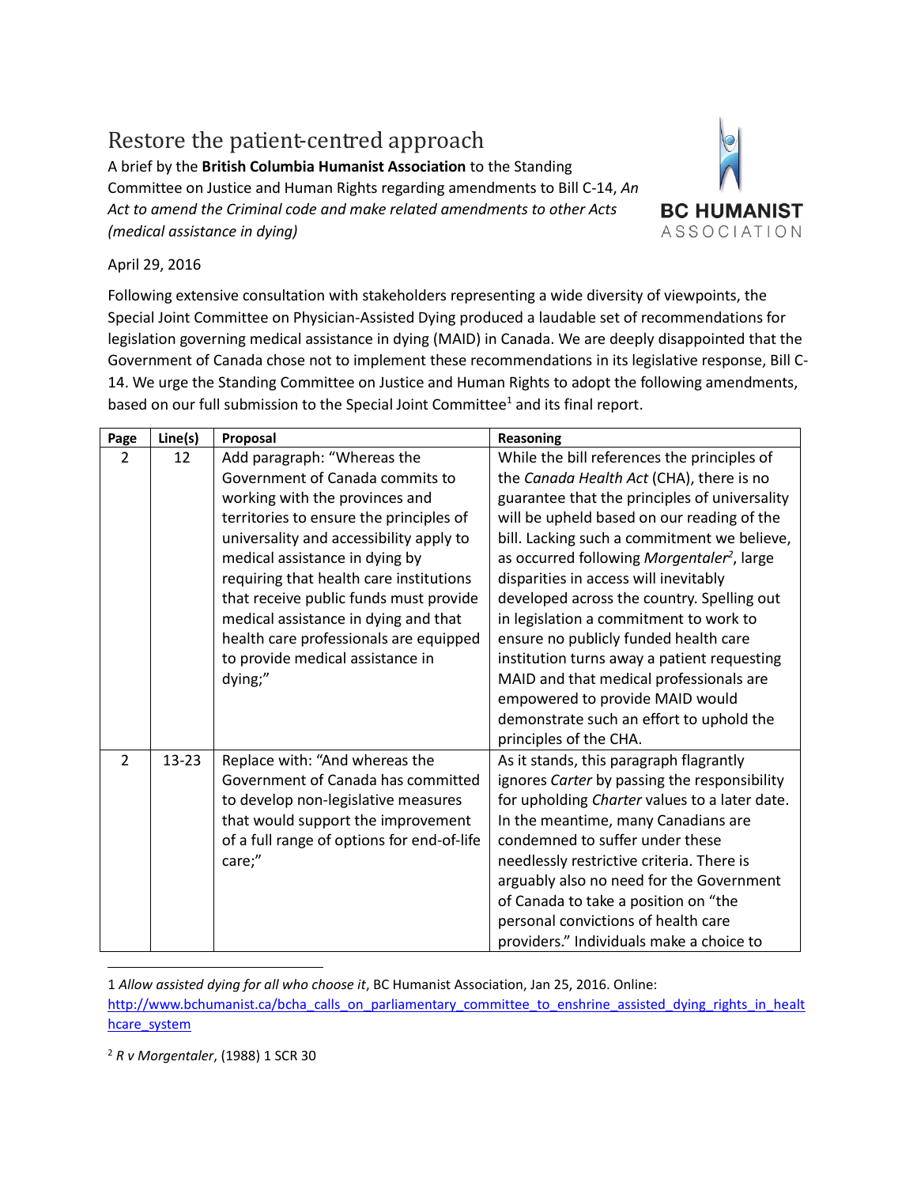# Restore the patient-centred approach

A brief by the **British Columbia Humanist Association** to the Standing Committee on Justice and Human Rights regarding amendments to Bill C-14, *An Act to amend the Criminal code and make related amendments to other Acts (medical assistance in dying)*

BC HUMANIST ASSOCIATION

April 29, 2016

Following extensive consultation with stakeholders representing a wide diversity of viewpoints, the Special Joint Committee on Physician-Assisted Dying produced a laudable set of recommendations for legislation governing medical assistance in dying (MAID) in Canada. We are deeply disappointed that the Government of Canada chose not to implement these recommendations in its legislative response, Bill C-14. We urge the Standing Committee on Justice and Human Rights to adopt the following amendments, based on our full submission to the Special Joint Committee[1] and its final report.

| Page | Line(s) | Proposal | Reasoning |
|---|---|---|---|
| 2 | 12 | Add paragraph: "Whereas the Government of Canada commits to working with the provinces and territories to ensure the principles of universality and accessibility apply to medical assistance in dying by requiring that health care institutions that receive public funds must provide medical assistance in dying and that health care professionals are equipped to provide medical assistance in dying;" | While the bill references the principles of the *Canada Health Act* (CHA), there is no guarantee that the principles of universality will be upheld based on our reading of the bill. Lacking such a commitment we believe, as occurred following *Morgentaler*[2], large disparities in access will inevitably developed across the country. Spelling out in legislation a commitment to work to ensure no publicly funded health care institution turns away a patient requesting MAID and that medical professionals are empowered to provide MAID would demonstrate such an effort to uphold the principles of the CHA. |
| 2 | 13-23 | Replace with: "And whereas the Government of Canada has committed to develop non-legislative measures that would support the improvement of a full range of options for end-of-life care;" | As it stands, this paragraph flagrantly ignores *Carter* by passing the responsibility for upholding *Charter* values to a later date. In the meantime, many Canadians are condemned to suffer under these needlessly restrictive criteria. There is arguably also no need for the Government of Canada to take a position on "the personal convictions of health care providers." Individuals make a choice to |

1 *Allow assisted dying for all who choose it*, BC Humanist Association, Jan 25, 2016. Online: http://www.bchumanist.ca/bcha_calls_on_parliamentary_committee_to_enshrine_assisted_dying_rights_in_healthcare_system

2 *R v Morgentaler*, (1988) 1 SCR 30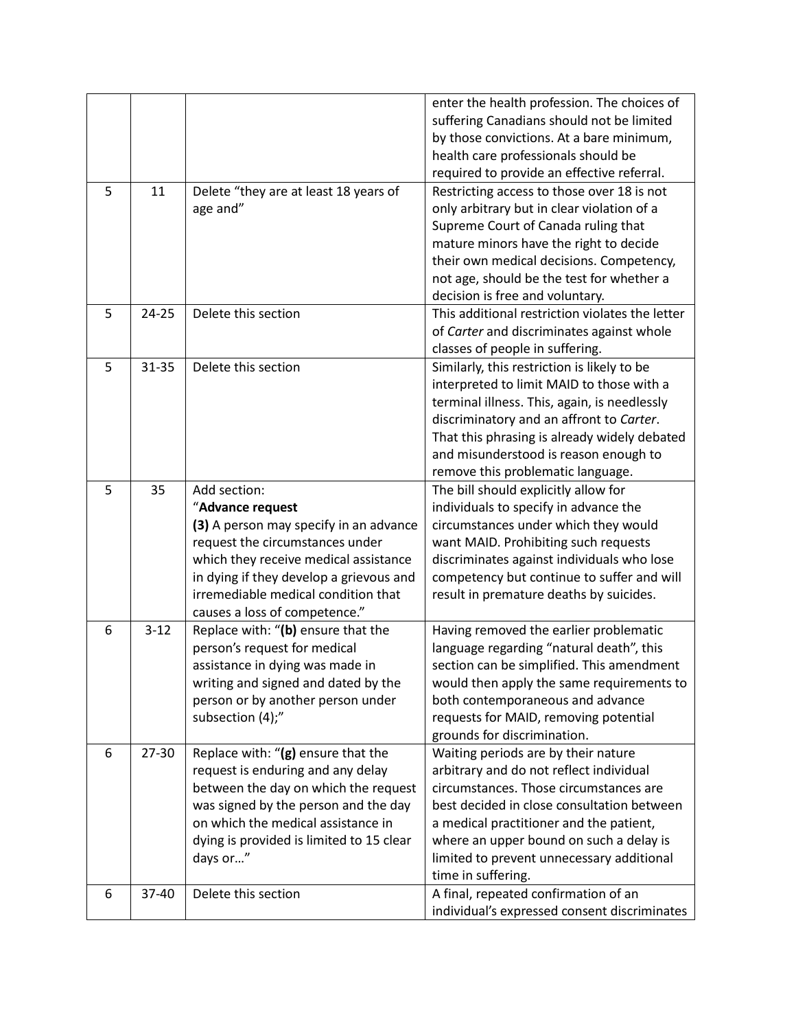| | | | |
|---|---|---|---|
| | | | enter the health profession. The choices of suffering Canadians should not be limited by those convictions. At a bare minimum, health care professionals should be required to provide an effective referral. |
| 5 | 11 | Delete "they are at least 18 years of age and" | Restricting access to those over 18 is not only arbitrary but in clear violation of a Supreme Court of Canada ruling that mature minors have the right to decide their own medical decisions. Competency, not age, should be the test for whether a decision is free and voluntary. |
| 5 | 24-25 | Delete this section | This additional restriction violates the letter of *Carter* and discriminates against whole classes of people in suffering. |
| 5 | 31-35 | Delete this section | Similarly, this restriction is likely to be interpreted to limit MAID to those with a terminal illness. This, again, is needlessly discriminatory and an affront to *Carter*. That this phrasing is already widely debated and misunderstood is reason enough to remove this problematic language. |
| 5 | 35 | Add section:<br>"**Advance request**<br>**(3)** A person may specify in an advance request the circumstances under which they receive medical assistance in dying if they develop a grievous and irremediable medical condition that causes a loss of competence." | The bill should explicitly allow for individuals to specify in advance the circumstances under which they would want MAID. Prohibiting such requests discriminates against individuals who lose competency but continue to suffer and will result in premature deaths by suicides. |
| 6 | 3-12 | Replace with: "**(b)** ensure that the person's request for medical assistance in dying was made in writing and signed and dated by the person or by another person under subsection (4);" | Having removed the earlier problematic language regarding "natural death", this section can be simplified. This amendment would then apply the same requirements to both contemporaneous and advance requests for MAID, removing potential grounds for discrimination. |
| 6 | 27-30 | Replace with: "**(g)** ensure that the request is enduring and any delay between the day on which the request was signed by the person and the day on which the medical assistance in dying is provided is limited to 15 clear days or…" | Waiting periods are by their nature arbitrary and do not reflect individual circumstances. Those circumstances are best decided in close consultation between a medical practitioner and the patient, where an upper bound on such a delay is limited to prevent unnecessary additional time in suffering. |
| 6 | 37-40 | Delete this section | A final, repeated confirmation of an individual's expressed consent discriminates |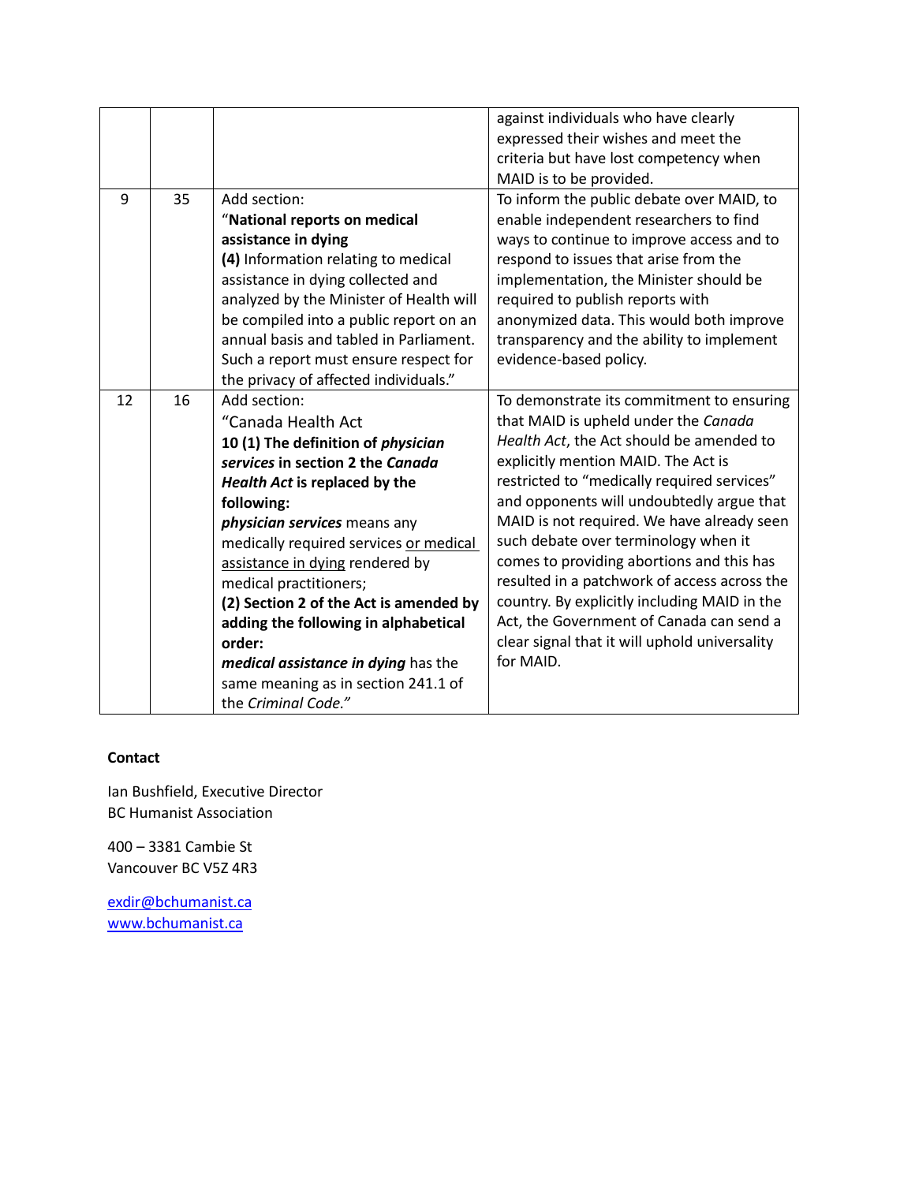| | | | |
|---|---|---|---|
| | | | against individuals who have clearly expressed their wishes and meet the criteria but have lost competency when MAID is to be provided. |
| 9 | 35 | Add section:<br>"**National reports on medical assistance in dying**<br>**(4)** Information relating to medical assistance in dying collected and analyzed by the Minister of Health will be compiled into a public report on an annual basis and tabled in Parliament. Such a report must ensure respect for the privacy of affected individuals." | To inform the public debate over MAID, to enable independent researchers to find ways to continue to improve access and to respond to issues that arise from the implementation, the Minister should be required to publish reports with anonymized data. This would both improve transparency and the ability to implement evidence-based policy. |
| 12 | 16 | Add section:<br>"Canada Health Act<br>**10 (1) The definition of *physician services* in section 2 the *Canada Health Act* is replaced by the following:**<br>***physician services*** means any medically required services <u>or medical assistance in dying</u> rendered by medical practitioners;<br>**(2) Section 2 of the Act is amended by adding the following in alphabetical order:**<br>***medical assistance in dying*** has the same meaning as in section 241.1 of the *Criminal Code*." | To demonstrate its commitment to ensuring that MAID is upheld under the *Canada Health Act*, the Act should be amended to explicitly mention MAID. The Act is restricted to "medically required services" and opponents will undoubtedly argue that MAID is not required. We have already seen such debate over terminology when it comes to providing abortions and this has resulted in a patchwork of access across the country. By explicitly including MAID in the Act, the Government of Canada can send a clear signal that it will uphold universality for MAID. |

**Contact**

Ian Bushfield, Executive Director
BC Humanist Association

400 – 3381 Cambie St
Vancouver BC V5Z 4R3

exdir@bchumanist.ca
www.bchumanist.ca